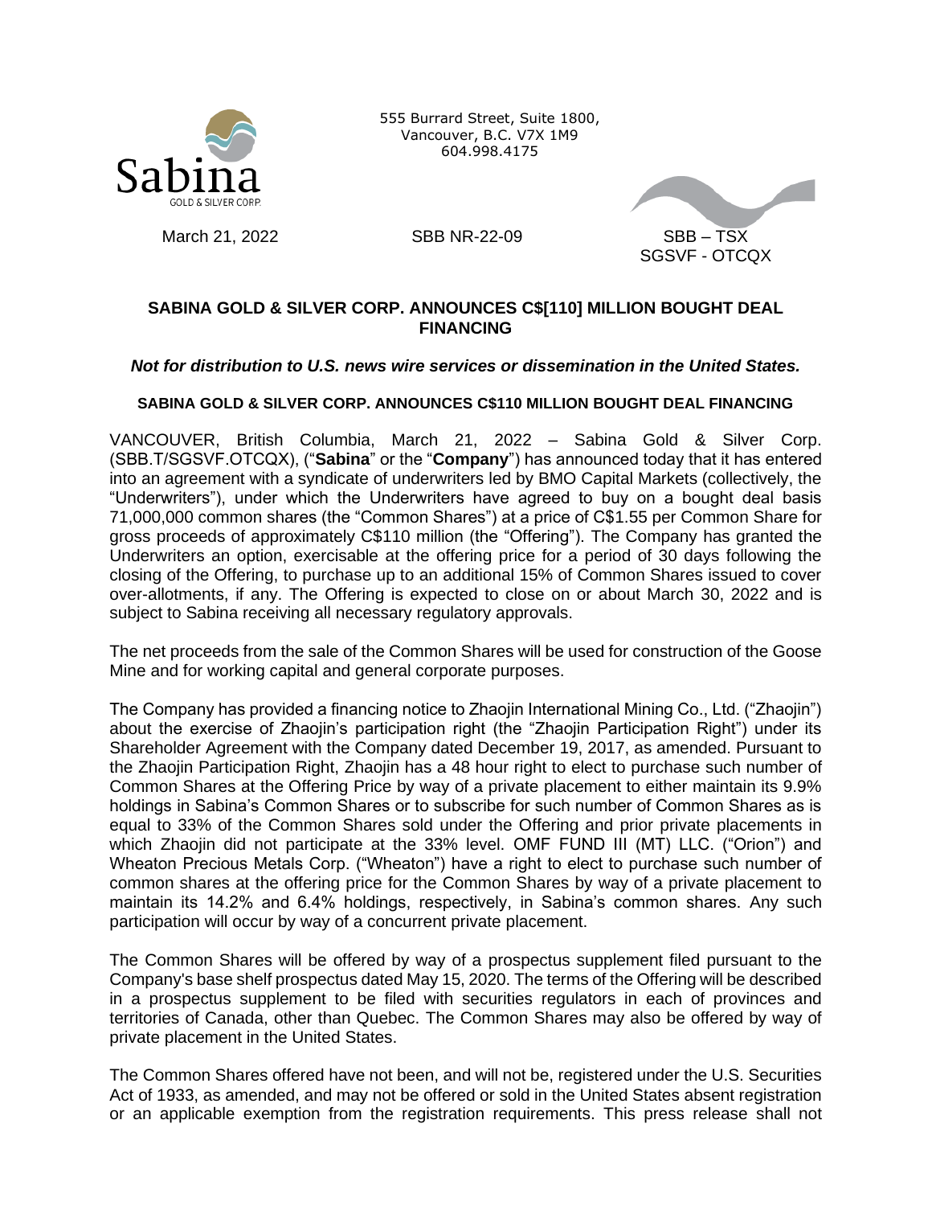555 Burrard Street, Suite 1800,
Vancouver, B.C. V7X 1M9
604.998.4175

March 21, 2022 SBB NR-22-09 SBB – TSX
SGSVF - OTCQX

# SABINA GOLD & SILVER CORP. ANNOUNCES C$[110] MILLION BOUGHT DEAL FINANCING

***Not for distribution to U.S. news wire services or dissemination in the United States.***

**SABINA GOLD & SILVER CORP. ANNOUNCES C$110 MILLION BOUGHT DEAL FINANCING**

VANCOUVER, British Columbia, March 21, 2022 – Sabina Gold & Silver Corp. (SBB.T/SGSVF.OTCQX), ("**Sabina**" or the "**Company**") has announced today that it has entered into an agreement with a syndicate of underwriters led by BMO Capital Markets (collectively, the "Underwriters"), under which the Underwriters have agreed to buy on a bought deal basis 71,000,000 common shares (the "Common Shares") at a price of C$1.55 per Common Share for gross proceeds of approximately C$110 million (the "Offering"). The Company has granted the Underwriters an option, exercisable at the offering price for a period of 30 days following the closing of the Offering, to purchase up to an additional 15% of Common Shares issued to cover over-allotments, if any. The Offering is expected to close on or about March 30, 2022 and is subject to Sabina receiving all necessary regulatory approvals.

The net proceeds from the sale of the Common Shares will be used for construction of the Goose Mine and for working capital and general corporate purposes.

The Company has provided a financing notice to Zhaojin International Mining Co., Ltd. ("Zhaojin") about the exercise of Zhaojin's participation right (the "Zhaojin Participation Right") under its Shareholder Agreement with the Company dated December 19, 2017, as amended. Pursuant to the Zhaojin Participation Right, Zhaojin has a 48 hour right to elect to purchase such number of Common Shares at the Offering Price by way of a private placement to either maintain its 9.9% holdings in Sabina's Common Shares or to subscribe for such number of Common Shares as is equal to 33% of the Common Shares sold under the Offering and prior private placements in which Zhaojin did not participate at the 33% level. OMF FUND III (MT) LLC. ("Orion") and Wheaton Precious Metals Corp. ("Wheaton") have a right to elect to purchase such number of common shares at the offering price for the Common Shares by way of a private placement to maintain its 14.2% and 6.4% holdings, respectively, in Sabina's common shares. Any such participation will occur by way of a concurrent private placement.

The Common Shares will be offered by way of a prospectus supplement filed pursuant to the Company's base shelf prospectus dated May 15, 2020. The terms of the Offering will be described in a prospectus supplement to be filed with securities regulators in each of provinces and territories of Canada, other than Quebec. The Common Shares may also be offered by way of private placement in the United States.

The Common Shares offered have not been, and will not be, registered under the U.S. Securities Act of 1933, as amended, and may not be offered or sold in the United States absent registration or an applicable exemption from the registration requirements. This press release shall not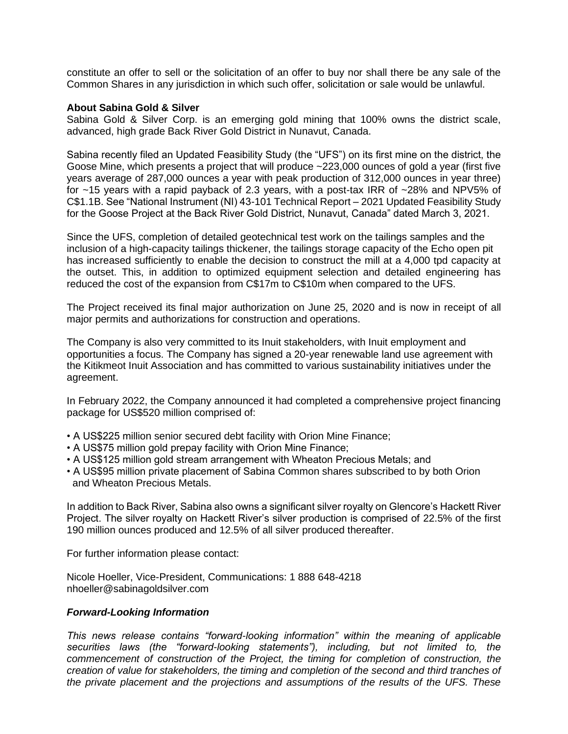constitute an offer to sell or the solicitation of an offer to buy nor shall there be any sale of the Common Shares in any jurisdiction in which such offer, solicitation or sale would be unlawful.

**About Sabina Gold & Silver**

Sabina Gold & Silver Corp. is an emerging gold mining that 100% owns the district scale, advanced, high grade Back River Gold District in Nunavut, Canada.

Sabina recently filed an Updated Feasibility Study (the "UFS") on its first mine on the district, the Goose Mine, which presents a project that will produce ~223,000 ounces of gold a year (first five years average of 287,000 ounces a year with peak production of 312,000 ounces in year three) for ~15 years with a rapid payback of 2.3 years, with a post-tax IRR of ~28% and NPV5% of C$1.1B. See "National Instrument (NI) 43-101 Technical Report – 2021 Updated Feasibility Study for the Goose Project at the Back River Gold District, Nunavut, Canada" dated March 3, 2021.

Since the UFS, completion of detailed geotechnical test work on the tailings samples and the inclusion of a high-capacity tailings thickener, the tailings storage capacity of the Echo open pit has increased sufficiently to enable the decision to construct the mill at a 4,000 tpd capacity at the outset. This, in addition to optimized equipment selection and detailed engineering has reduced the cost of the expansion from C$17m to C$10m when compared to the UFS.

The Project received its final major authorization on June 25, 2020 and is now in receipt of all major permits and authorizations for construction and operations.

The Company is also very committed to its Inuit stakeholders, with Inuit employment and opportunities a focus. The Company has signed a 20-year renewable land use agreement with the Kitikmeot Inuit Association and has committed to various sustainability initiatives under the agreement.

In February 2022, the Company announced it had completed a comprehensive project financing package for US$520 million comprised of:

- A US$225 million senior secured debt facility with Orion Mine Finance;
- A US$75 million gold prepay facility with Orion Mine Finance;
- A US$125 million gold stream arrangement with Wheaton Precious Metals; and
- A US$95 million private placement of Sabina Common shares subscribed to by both Orion and Wheaton Precious Metals.

In addition to Back River, Sabina also owns a significant silver royalty on Glencore's Hackett River Project. The silver royalty on Hackett River's silver production is comprised of 22.5% of the first 190 million ounces produced and 12.5% of all silver produced thereafter.

For further information please contact:

Nicole Hoeller, Vice-President, Communications: 1 888 648-4218
nhoeller@sabinagoldsilver.com

***Forward-Looking Information***

*This news release contains "forward-looking information" within the meaning of applicable securities laws (the "forward-looking statements"), including, but not limited to, the commencement of construction of the Project, the timing for completion of construction, the creation of value for stakeholders, the timing and completion of the second and third tranches of the private placement and the projections and assumptions of the results of the UFS. These*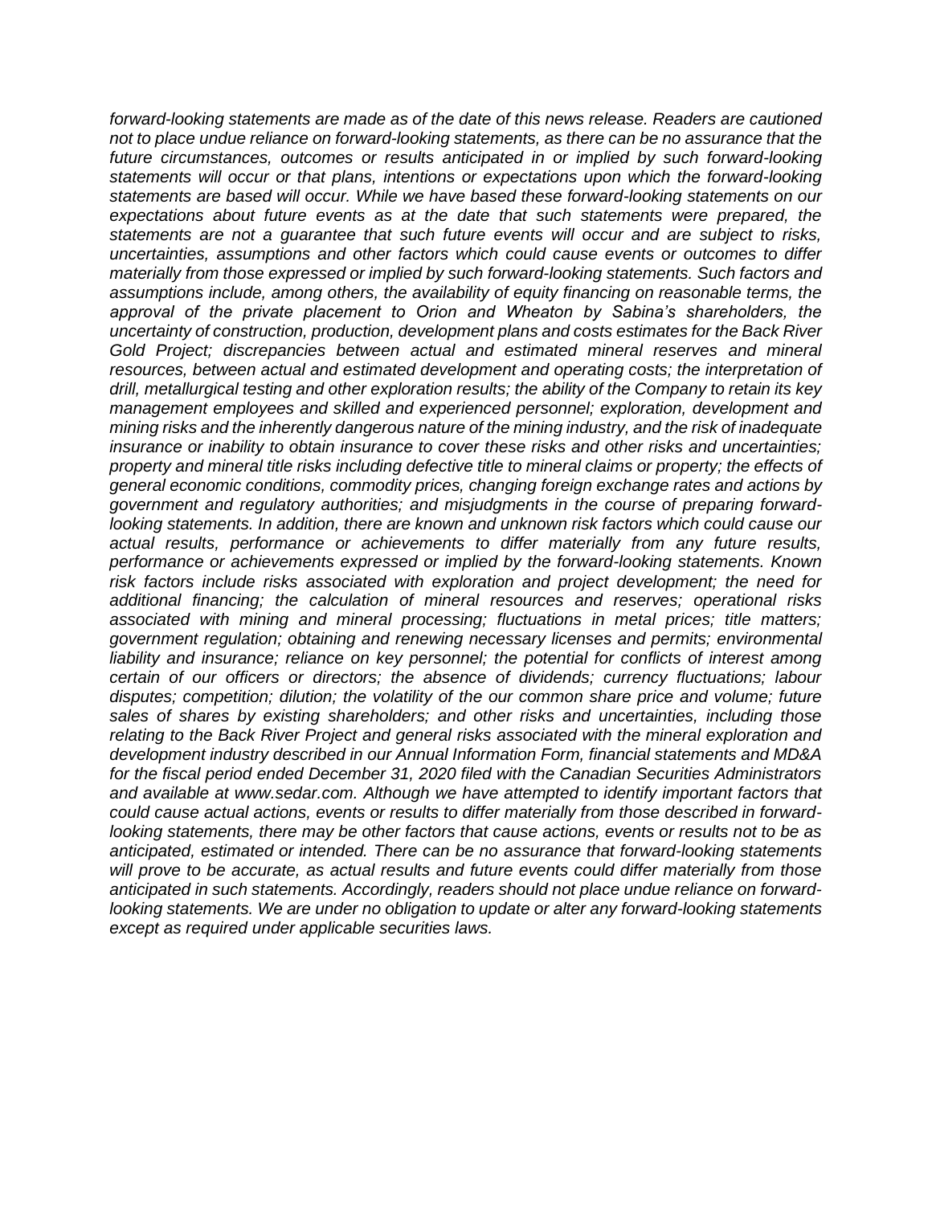*forward-looking statements are made as of the date of this news release. Readers are cautioned not to place undue reliance on forward-looking statements, as there can be no assurance that the future circumstances, outcomes or results anticipated in or implied by such forward-looking statements will occur or that plans, intentions or expectations upon which the forward-looking statements are based will occur. While we have based these forward-looking statements on our expectations about future events as at the date that such statements were prepared, the statements are not a guarantee that such future events will occur and are subject to risks, uncertainties, assumptions and other factors which could cause events or outcomes to differ materially from those expressed or implied by such forward-looking statements. Such factors and assumptions include, among others, the availability of equity financing on reasonable terms, the approval of the private placement to Orion and Wheaton by Sabina's shareholders, the uncertainty of construction, production, development plans and costs estimates for the Back River Gold Project; discrepancies between actual and estimated mineral reserves and mineral resources, between actual and estimated development and operating costs; the interpretation of drill, metallurgical testing and other exploration results; the ability of the Company to retain its key management employees and skilled and experienced personnel; exploration, development and mining risks and the inherently dangerous nature of the mining industry, and the risk of inadequate insurance or inability to obtain insurance to cover these risks and other risks and uncertainties; property and mineral title risks including defective title to mineral claims or property; the effects of general economic conditions, commodity prices, changing foreign exchange rates and actions by government and regulatory authorities; and misjudgments in the course of preparing forward-looking statements. In addition, there are known and unknown risk factors which could cause our actual results, performance or achievements to differ materially from any future results, performance or achievements expressed or implied by the forward-looking statements. Known risk factors include risks associated with exploration and project development; the need for additional financing; the calculation of mineral resources and reserves; operational risks associated with mining and mineral processing; fluctuations in metal prices; title matters; government regulation; obtaining and renewing necessary licenses and permits; environmental liability and insurance; reliance on key personnel; the potential for conflicts of interest among certain of our officers or directors; the absence of dividends; currency fluctuations; labour disputes; competition; dilution; the volatility of the our common share price and volume; future sales of shares by existing shareholders; and other risks and uncertainties, including those relating to the Back River Project and general risks associated with the mineral exploration and development industry described in our Annual Information Form, financial statements and MD&A for the fiscal period ended December 31, 2020 filed with the Canadian Securities Administrators and available at www.sedar.com. Although we have attempted to identify important factors that could cause actual actions, events or results to differ materially from those described in forward-looking statements, there may be other factors that cause actions, events or results not to be as anticipated, estimated or intended. There can be no assurance that forward-looking statements will prove to be accurate, as actual results and future events could differ materially from those anticipated in such statements. Accordingly, readers should not place undue reliance on forward-looking statements. We are under no obligation to update or alter any forward-looking statements except as required under applicable securities laws.*